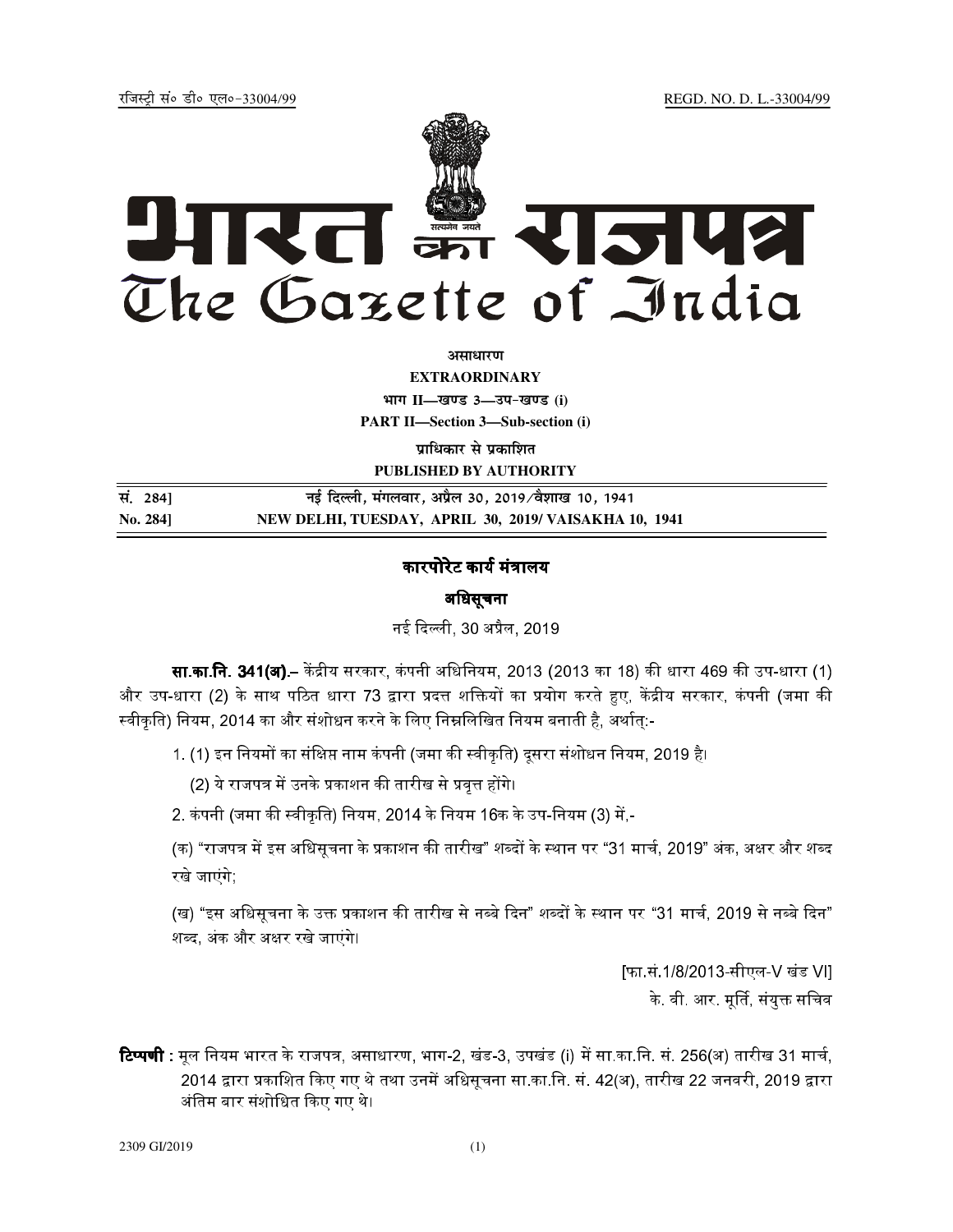रजिस्ट्री सं० डी० एल०-33004/99 REGD. NO. D. L.-33004/99

# भारत का राजपत्र
# The Gazette of India

**असाधारण**

**EXTRAORDINARY**

**भाग II—खण्ड 3—उप-खण्ड (i)**

**PART II—Section 3—Sub-section (i)**

**प्राधिकार से प्रकाशित**

**PUBLISHED BY AUTHORITY**

| सं. 284] | नई दिल्ली, मंगलवार, अप्रैल 30, 2019/वैशाख 10, 1941 |
|---|---|
| **No. 284]** | **NEW DELHI, TUESDAY, APRIL 30, 2019/ VAISAKHA 10, 1941** |

## कारपोरेट कार्य मंत्रालय

### अधिसूचना

नई दिल्ली, 30 अप्रैल, 2019

**सा.का.नि. 341(अ).**– केंद्रीय सरकार, कंपनी अधिनियम, 2013 (2013 का 18) की धारा 469 की उप-धारा (1) और उप-धारा (2) के साथ पठित धारा 73 द्वारा प्रदत्त शक्तियों का प्रयोग करते हुए, केंद्रीय सरकार, कंपनी (जमा की स्वीकृति) नियम, 2014 का और संशोधन करने के लिए निम्नलिखित नियम बनाती है, अर्थात्:-

1. (1) इन नियमों का संक्षिप्त नाम कंपनी (जमा की स्वीकृति) दूसरा संशोधन नियम, 2019 है।

   (2) ये राजपत्र में उनके प्रकाशन की तारीख से प्रवृत्त होंगे।

2. कंपनी (जमा की स्वीकृति) नियम, 2014 के नियम 16क के उप-नियम (3) में,-

(क) "राजपत्र में इस अधिसूचना के प्रकाशन की तारीख" शब्दों के स्थान पर "31 मार्च, 2019" अंक, अक्षर और शब्द रखे जाएंगे;

(ख) "इस अधिसूचना के उक्त प्रकाशन की तारीख से नब्बे दिन" शब्दों के स्थान पर "31 मार्च, 2019 से नब्बे दिन" शब्द, अंक और अक्षर रखे जाएंगे।

[फा.सं.1/8/2013-सीएल-V खंड VI]

के. वी. आर. मूर्ति, संयुक्त सचिव

**टिप्पणी :** मूल नियम भारत के राजपत्र, असाधारण, भाग-2, खंड-3, उपखंड (i) में सा.का.नि. सं. 256(अ) तारीख 31 मार्च, 2014 द्वारा प्रकाशित किए गए थे तथा उनमें अधिसूचना सा.का.नि. सं. 42(अ), तारीख 22 जनवरी, 2019 द्वारा अंतिम बार संशोधित किए गए थे।

2309 GI/2019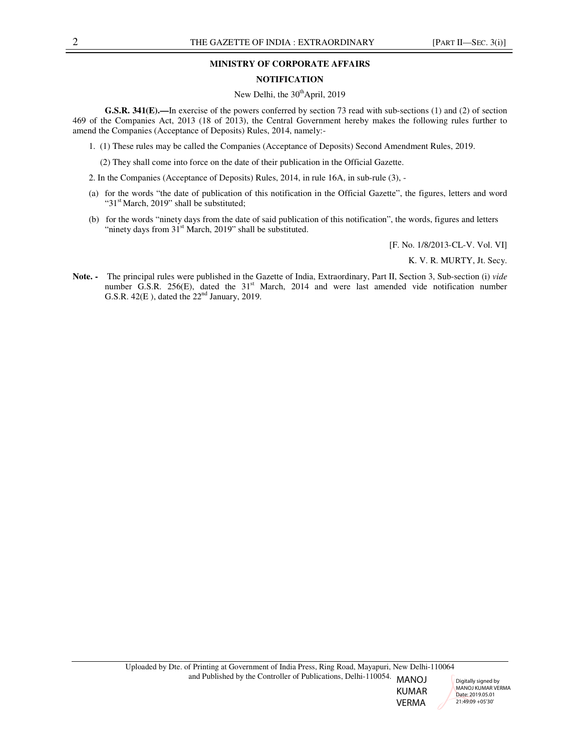**MINISTRY OF CORPORATE AFFAIRS**

**NOTIFICATION**

New Delhi, the 30th April, 2019

**G.S.R. 341(E).—**In exercise of the powers conferred by section 73 read with sub-sections (1) and (2) of section 469 of the Companies Act, 2013 (18 of 2013), the Central Government hereby makes the following rules further to amend the Companies (Acceptance of Deposits) Rules, 2014, namely:-

1. (1) These rules may be called the Companies (Acceptance of Deposits) Second Amendment Rules, 2019.

   (2) They shall come into force on the date of their publication in the Official Gazette.

2. In the Companies (Acceptance of Deposits) Rules, 2014, in rule 16A, in sub-rule (3), -

(a) for the words "the date of publication of this notification in the Official Gazette", the figures, letters and word "31st March, 2019" shall be substituted;

(b) for the words "ninety days from the date of said publication of this notification", the words, figures and letters "ninety days from 31st March, 2019" shall be substituted.

[F. No. 1/8/2013-CL-V. Vol. VI]

K. V. R. MURTY, Jt. Secy.

**Note. -** The principal rules were published in the Gazette of India, Extraordinary, Part II, Section 3, Sub-section (i) *vide* number G.S.R. 256(E), dated the 31st March, 2014 and were last amended vide notification number G.S.R. 42(E ), dated the 22nd January, 2019.

Uploaded by Dte. of Printing at Government of India Press, Ring Road, Mayapuri, New Delhi-110064 and Published by the Controller of Publications, Delhi-110054.

MANOJ KUMAR VERMA

Digitally signed by MANOJ KUMAR VERMA Date: 2019.05.01 21:49:09 +05'30'